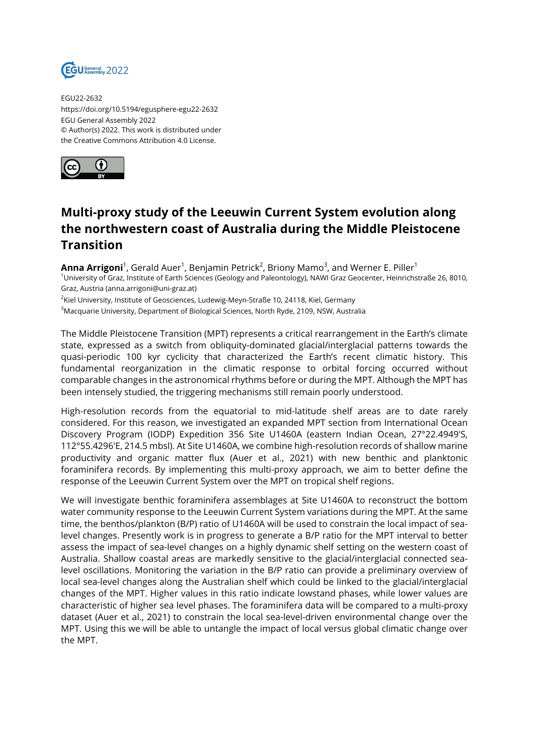EGU22-2632
https://doi.org/10.5194/egusphere-egu22-2632
EGU General Assembly 2022
© Author(s) 2022. This work is distributed under
the Creative Commons Attribution 4.0 License.

# Multi-proxy study of the Leeuwin Current System evolution along the northwestern coast of Australia during the Middle Pleistocene Transition

**Anna Arrigoni**[1], Gerald Auer[1], Benjamin Petrick[2], Briony Mamo[3], and Werner E. Piller[1]

[1]University of Graz, Institute of Earth Sciences (Geology and Paleontology), NAWI Graz Geocenter, Heinrichstraße 26, 8010, Graz, Austria (anna.arrigoni@uni-graz.at)

[2]Kiel University, Institute of Geosciences, Ludewig-Meyn-Straße 10, 24118, Kiel, Germany

[3]Macquarie University, Department of Biological Sciences, North Ryde, 2109, NSW, Australia

The Middle Pleistocene Transition (MPT) represents a critical rearrangement in the Earth's climate state, expressed as a switch from obliquity-dominated glacial/interglacial patterns towards the quasi-periodic 100 kyr cyclicity that characterized the Earth's recent climatic history. This fundamental reorganization in the climatic response to orbital forcing occurred without comparable changes in the astronomical rhythms before or during the MPT. Although the MPT has been intensely studied, the triggering mechanisms still remain poorly understood.

High-resolution records from the equatorial to mid-latitude shelf areas are to date rarely considered. For this reason, we investigated an expanded MPT section from International Ocean Discovery Program (IODP) Expedition 356 Site U1460A (eastern Indian Ocean, 27°22.4949'S, 112°55.4296'E, 214.5 mbsl). At Site U1460A, we combine high-resolution records of shallow marine productivity and organic matter flux (Auer et al., 2021) with new benthic and planktonic foraminifera records. By implementing this multi-proxy approach, we aim to better define the response of the Leeuwin Current System over the MPT on tropical shelf regions.

We will investigate benthic foraminifera assemblages at Site U1460A to reconstruct the bottom water community response to the Leeuwin Current System variations during the MPT. At the same time, the benthos/plankton (B/P) ratio of U1460A will be used to constrain the local impact of sea-level changes. Presently work is in progress to generate a B/P ratio for the MPT interval to better assess the impact of sea-level changes on a highly dynamic shelf setting on the western coast of Australia. Shallow coastal areas are markedly sensitive to the glacial/interglacial connected sea-level oscillations. Monitoring the variation in the B/P ratio can provide a preliminary overview of local sea-level changes along the Australian shelf which could be linked to the glacial/interglacial changes of the MPT. Higher values in this ratio indicate lowstand phases, while lower values are characteristic of higher sea level phases. The foraminifera data will be compared to a multi-proxy dataset (Auer et al., 2021) to constrain the local sea-level-driven environmental change over the MPT. Using this we will be able to untangle the impact of local versus global climatic change over the MPT.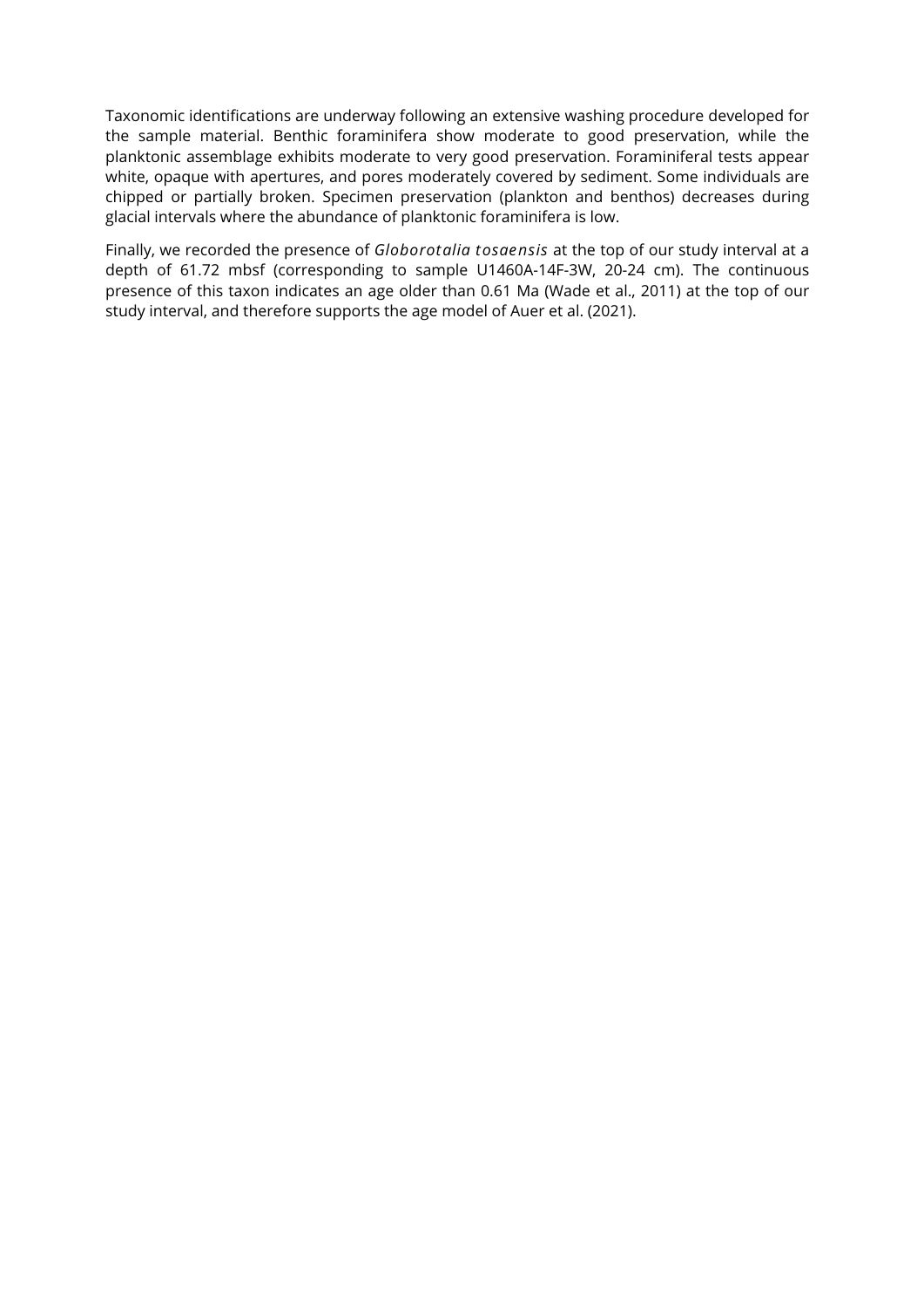Taxonomic identifications are underway following an extensive washing procedure developed for the sample material. Benthic foraminifera show moderate to good preservation, while the planktonic assemblage exhibits moderate to very good preservation. Foraminiferal tests appear white, opaque with apertures, and pores moderately covered by sediment. Some individuals are chipped or partially broken. Specimen preservation (plankton and benthos) decreases during glacial intervals where the abundance of planktonic foraminifera is low.

Finally, we recorded the presence of *Globorotalia tosaensis* at the top of our study interval at a depth of 61.72 mbsf (corresponding to sample U1460A-14F-3W, 20-24 cm). The continuous presence of this taxon indicates an age older than 0.61 Ma (Wade et al., 2011) at the top of our study interval, and therefore supports the age model of Auer et al. (2021).